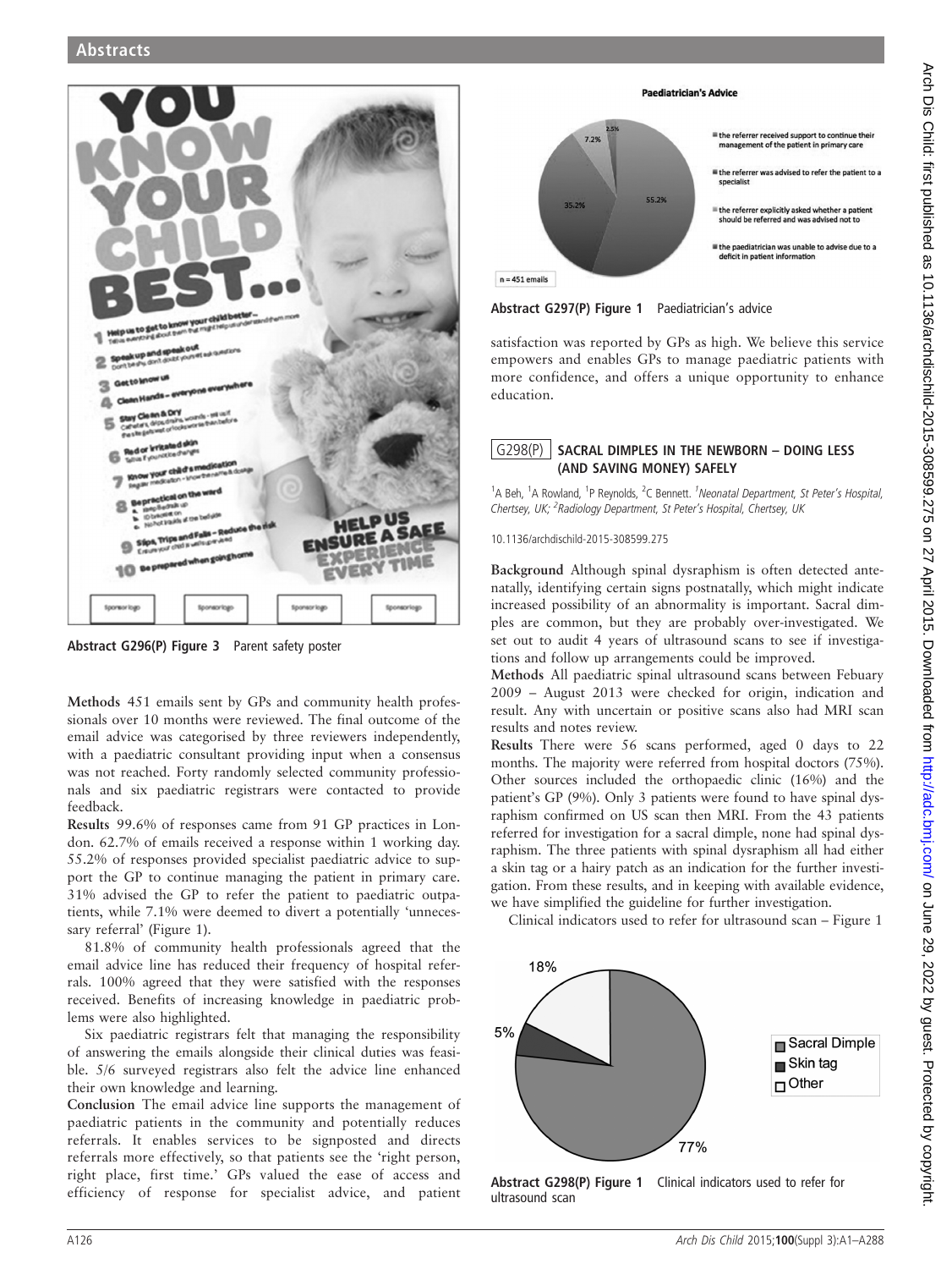Abstract G296(P) Figure 3 Parent safety poster

**Methods** 451 emails sent by GPs and community health professionals over 10 months were reviewed. The final outcome of the email advice was categorised by three reviewers independently, with a paediatric consultant providing input when a consensus was not reached. Forty randomly selected community professionals and six paediatric registrars were contacted to provide feedback.

**Results** 99.6% of responses came from 91 GP practices in London. 62.7% of emails received a response within 1 working day. 55.2% of responses provided specialist paediatric advice to support the GP to continue managing the patient in primary care. 31% advised the GP to refer the patient to paediatric outpatients, while 7.1% were deemed to divert a potentially 'unnecessary referral' (Figure 1).

81.8% of community health professionals agreed that the email advice line has reduced their frequency of hospital referrals. 100% agreed that they were satisfied with the responses received. Benefits of increasing knowledge in paediatric problems were also highlighted.

Six paediatric registrars felt that managing the responsibility of answering the emails alongside their clinical duties was feasible. 5/6 surveyed registrars also felt the advice line enhanced their own knowledge and learning.

**Conclusion** The email advice line supports the management of paediatric patients in the community and potentially reduces referrals. It enables services to be signposted and directs referrals more effectively, so that patients see the 'right person, right place, first time.' GPs valued the ease of access and efficiency of response for specialist advice, and patient satisfaction was reported by GPs as high. We believe this service empowers and enables GPs to manage paediatric patients with more confidence, and offers a unique opportunity to enhance education.

Abstract G297(P) Figure 1 Paediatrician's advice

## G298(P) SACRAL DIMPLES IN THE NEWBORN – DOING LESS (AND SAVING MONEY) SAFELY

[1]A Beh, [1]A Rowland, [1]P Reynolds, [2]C Bennett. [1]*Neonatal Department, St Peter's Hospital, Chertsey, UK;* [2]*Radiology Department, St Peter's Hospital, Chertsey, UK*

10.1136/archdischild-2015-308599.275

**Background** Although spinal dysraphism is often detected antenatally, identifying certain signs postnatally, which might indicate increased possibility of an abnormality is important. Sacral dimples are common, but they are probably over-investigated. We set out to audit 4 years of ultrasound scans to see if investigations and follow up arrangements could be improved.

**Methods** All paediatric spinal ultrasound scans between Febuary 2009 – August 2013 were checked for origin, indication and result. Any with uncertain or positive scans also had MRI scan results and notes review.

**Results** There were 56 scans performed, aged 0 days to 22 months. The majority were referred from hospital doctors (75%). Other sources included the orthopaedic clinic (16%) and the patient's GP (9%). Only 3 patients were found to have spinal dysraphism confirmed on US scan then MRI. From the 43 patients referred for investigation for a sacral dimple, none had spinal dysraphism. The three patients with spinal dysraphism all had either a skin tag or a hairy patch as an indication for the further investigation. From these results, and in keeping with available evidence, we have simplified the guideline for further investigation.

Clinical indicators used to refer for ultrasound scan – Figure 1

Abstract G298(P) Figure 1 Clinical indicators used to refer for ultrasound scan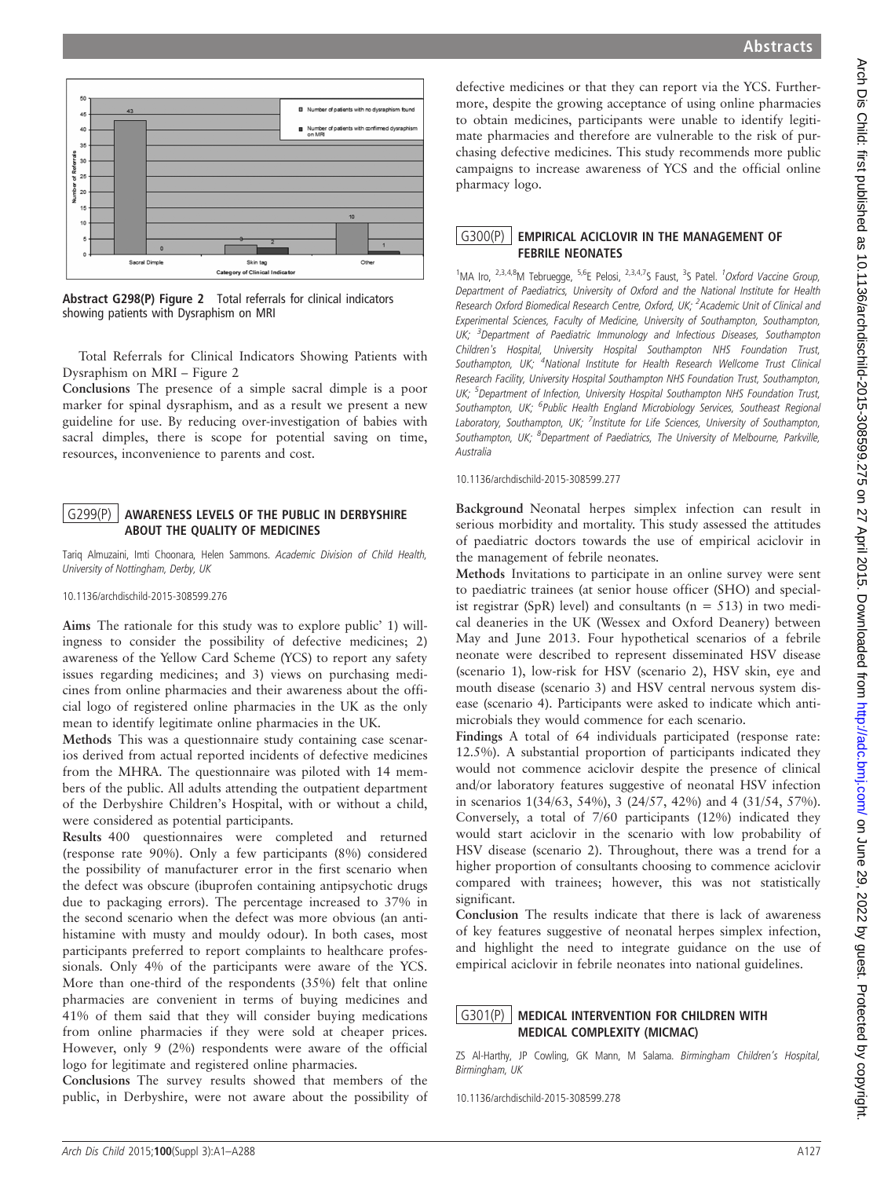50
45
40
35
30
25
20
15
10
5
0

Number of Referrals

43
0
3
2
10
1

Sacral Dimple
Skin tag
Other

Category of Clinical Indicator

Number of patients with no dysraphism found

Number of patients with confirmed dysraphism on MRI

**Abstract G298(P) Figure 2** Total referrals for clinical indicators showing patients with Dysraphism on MRI

Total Referrals for Clinical Indicators Showing Patients with Dysraphism on MRI – Figure 2

**Conclusions** The presence of a simple sacral dimple is a poor marker for spinal dysraphism, and as a result we present a new guideline for use. By reducing over-investigation of babies with sacral dimples, there is scope for potential saving on time, resources, inconvenience to parents and cost.

## G299(P) AWARENESS LEVELS OF THE PUBLIC IN DERBYSHIRE ABOUT THE QUALITY OF MEDICINES

Tariq Almuzaini, Imti Choonara, Helen Sammons. *Academic Division of Child Health, University of Nottingham, Derby, UK*

10.1136/archdischild-2015-308599.276

**Aims** The rationale for this study was to explore public' 1) willingness to consider the possibility of defective medicines; 2) awareness of the Yellow Card Scheme (YCS) to report any safety issues regarding medicines; and 3) views on purchasing medicines from online pharmacies and their awareness about the official logo of registered online pharmacies in the UK as the only mean to identify legitimate online pharmacies in the UK.

**Methods** This was a questionnaire study containing case scenarios derived from actual reported incidents of defective medicines from the MHRA. The questionnaire was piloted with 14 members of the public. All adults attending the outpatient department of the Derbyshire Children's Hospital, with or without a child, were considered as potential participants.

**Results** 400 questionnaires were completed and returned (response rate 90%). Only a few participants (8%) considered the possibility of manufacturer error in the first scenario when the defect was obscure (ibuprofen containing antipsychotic drugs due to packaging errors). The percentage increased to 37% in the second scenario when the defect was more obvious (an antihistamine with musty and mouldy odour). In both cases, most participants preferred to report complaints to healthcare professionals. Only 4% of the participants were aware of the YCS. More than one-third of the respondents (35%) felt that online pharmacies are convenient in terms of buying medicines and 41% of them said that they will consider buying medications from online pharmacies if they were sold at cheaper prices. However, only 9 (2%) respondents were aware of the official logo for legitimate and registered online pharmacies.

**Conclusions** The survey results showed that members of the public, in Derbyshire, were not aware about the possibility of defective medicines or that they can report via the YCS. Furthermore, despite the growing acceptance of using online pharmacies to obtain medicines, participants were unable to identify legitimate pharmacies and therefore are vulnerable to the risk of purchasing defective medicines. This study recommends more public campaigns to increase awareness of YCS and the official online pharmacy logo.

## G300(P) EMPIRICAL ACICLOVIR IN THE MANAGEMENT OF FEBRILE NEONATES

[1]MA Iro, [2,3,4,8]M Tebruegge, [5,6]E Pelosi, [2,3,4,7]S Faust, [3]S Patel. [1]*Oxford Vaccine Group, Department of Paediatrics, University of Oxford and the National Institute for Health Research Oxford Biomedical Research Centre, Oxford, UK;* [2]*Academic Unit of Clinical and Experimental Sciences, Faculty of Medicine, University of Southampton, Southampton, UK;* [3]*Department of Paediatric Immunology and Infectious Diseases, Southampton Children's Hospital, University Hospital Southampton NHS Foundation Trust, Southampton, UK;* [4]*National Institute for Health Research Wellcome Trust Clinical Research Facility, University Hospital Southampton NHS Foundation Trust, Southampton, UK;* [5]*Department of Infection, University Hospital Southampton NHS Foundation Trust, Southampton, UK;* [6]*Public Health England Microbiology Services, Southeast Regional Laboratory, Southampton, UK;* [7]*Institute for Life Sciences, University of Southampton, Southampton, UK;* [8]*Department of Paediatrics, The University of Melbourne, Parkville, Australia*

10.1136/archdischild-2015-308599.277

**Background** Neonatal herpes simplex infection can result in serious morbidity and mortality. This study assessed the attitudes of paediatric doctors towards the use of empirical aciclovir in the management of febrile neonates.

**Methods** Invitations to participate in an online survey were sent to paediatric trainees (at senior house officer (SHO) and specialist registrar (SpR) level) and consultants (n = 513) in two medical deaneries in the UK (Wessex and Oxford Deanery) between May and June 2013. Four hypothetical scenarios of a febrile neonate were described to represent disseminated HSV disease (scenario 1), low-risk for HSV (scenario 2), HSV skin, eye and mouth disease (scenario 3) and HSV central nervous system disease (scenario 4). Participants were asked to indicate which antimicrobials they would commence for each scenario.

**Findings** A total of 64 individuals participated (response rate: 12.5%). A substantial proportion of participants indicated they would not commence aciclovir despite the presence of clinical and/or laboratory features suggestive of neonatal HSV infection in scenarios 1(34/63, 54%), 3 (24/57, 42%) and 4 (31/54, 57%). Conversely, a total of 7/60 participants (12%) indicated they would start aciclovir in the scenario with low probability of HSV disease (scenario 2). Throughout, there was a trend for a higher proportion of consultants choosing to commence aciclovir compared with trainees; however, this was not statistically significant.

**Conclusion** The results indicate that there is lack of awareness of key features suggestive of neonatal herpes simplex infection, and highlight the need to integrate guidance on the use of empirical aciclovir in febrile neonates into national guidelines.

## G301(P) MEDICAL INTERVENTION FOR CHILDREN WITH MEDICAL COMPLEXITY (MICMAC)

ZS Al-Harthy, JP Cowling, GK Mann, M Salama. *Birmingham Children's Hospital, Birmingham, UK*

10.1136/archdischild-2015-308599.278